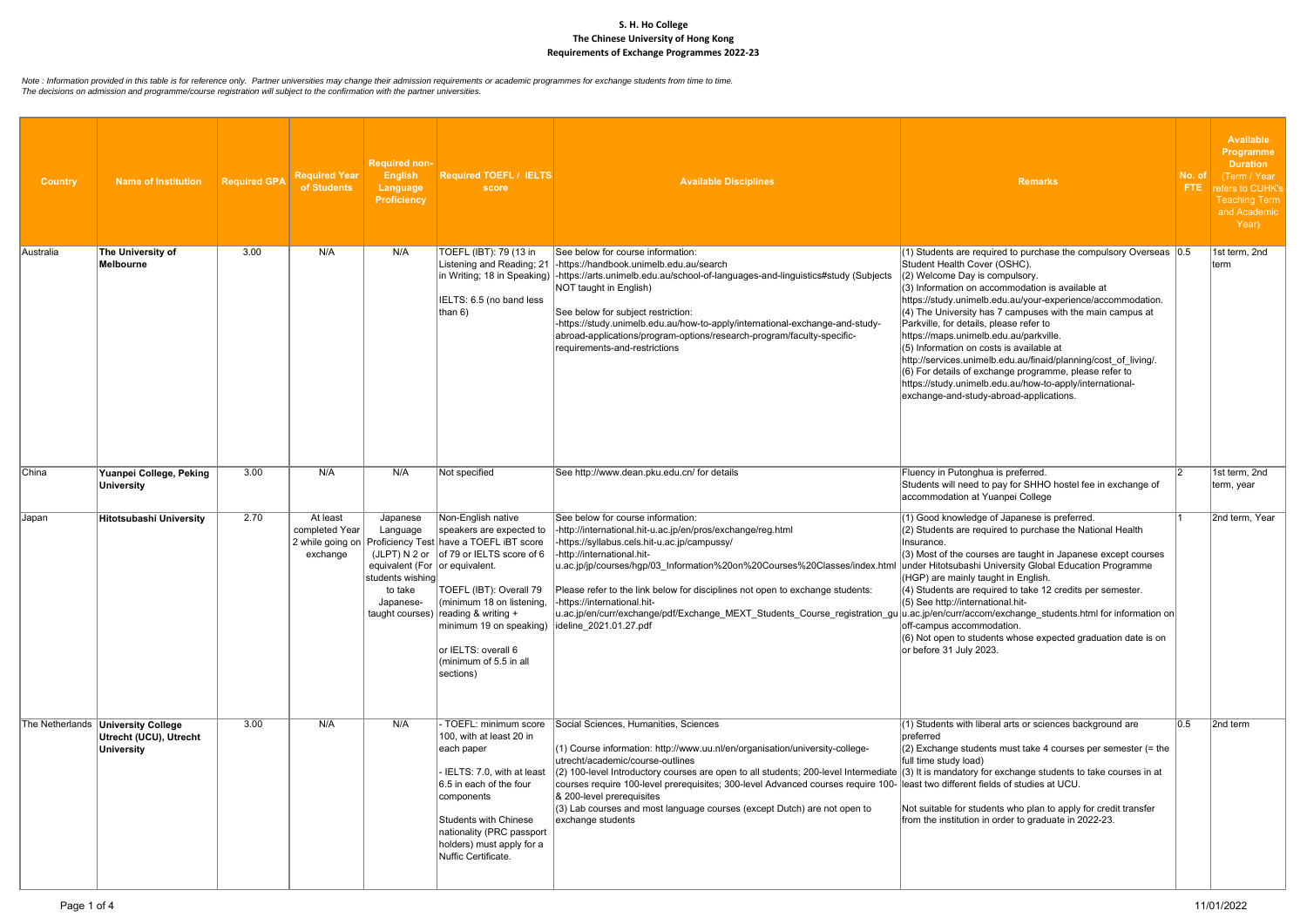**S. H. Ho College**
**The Chinese University of Hong Kong**
**Requirements of Exchange Programmes 2022-23**

*Note : Information provided in this table is for reference only. Partner universities may change their admission requirements or academic programmes for exchange students from time to time. The decisions on admission and programme/course registration will subject to the confirmation with the partner universities.*

| Country | Name of Institution | Required GPA | Required Year of Students | Required non-English Language Proficiency | Required TOEFL / IELTS score | Available Disciplines | Remarks | No. of FTE | Available Programme Duration (Term / Year refers to CUHK's Teaching Term and Academic Year) |
|---|---|---|---|---|---|---|---|---|---|
| Australia | **The University of Melbourne** | 3.00 | N/A | N/A | TOEFL (IBT): 79 (13 in Listening and Reading; 21 in Writing; 18 in Speaking)<br><br>IELTS: 6.5 (no band less than 6) | See below for course information:<br>-https://handbook.unimelb.edu.au/search<br>-https://arts.unimelb.edu.au/school-of-languages-and-linguistics#study (Subjects NOT taught in English)<br><br>See below for subject restriction:<br>-https://study.unimelb.edu.au/how-to-apply/international-exchange-and-study-abroad-applications/program-options/research-program/faculty-specific-requirements-and-restrictions | (1) Students are required to purchase the compulsory Overseas Student Health Cover (OSHC).<br>(2) Welcome Day is compulsory.<br>(3) Information on accommodation is available at https://study.unimelb.edu.au/your-experience/accommodation.<br>(4) The University has 7 campuses with the main campus at Parkville, for details, please refer to https://maps.unimelb.edu.au/parkville.<br>(5) Information on costs is available at http://services.unimelb.edu.au/finaid/planning/cost_of_living/.<br>(6) For details of exchange programme, please refer to https://study.unimelb.edu.au/how-to-apply/international-exchange-and-study-abroad-applications. | 0.5 | 1st term, 2nd term |
| China | **Yuanpei College, Peking University** | 3.00 | N/A | N/A | Not specified | See http://www.dean.pku.edu.cn/ for details | Fluency in Putonghua is preferred.<br>Students will need to pay for SHHO hostel fee in exchange of accommodation at Yuanpei College | 2 | 1st term, 2nd term, year |
| Japan | **Hitotsubashi University** | 2.70 | At least completed Year 2 while going on exchange | Japanese Language Proficiency Test (JLPT) N 2 or equivalent (For students wishing to take Japanese-taught courses) | Non-English native speakers are expected to have a TOEFL iBT score of 79 or IELTS score of 6 or equivalent.<br><br>TOEFL (IBT): Overall 79 (minimum 18 on listening, reading & writing + minimum 19 on speaking)<br><br>or IELTS: overall 6 (minimum of 5.5 in all sections) | See below for course information:<br>-http://international.hit-u.ac.jp/en/pros/exchange/reg.html<br>-https://syllabus.cels.hit-u.ac.jp/campussy/<br>-http://international.hit-u.ac.jp/jp/courses/hgp/03_Information%20on%20Courses%20Classes/index.html<br><br>Please refer to the link below for disciplines not open to exchange students:<br>-https://international.hit-u.ac.jp/en/curr/exchange/pdf/Exchange_MEXT_Students_Course_registration_guideline_2021.01.27.pdf | (1) Good knowledge of Japanese is preferred.<br>(2) Students are required to purchase the National Health Insurance.<br>(3) Most of the courses are taught in Japanese except courses under Hitotsubashi University Global Education Programme (HGP) are mainly taught in English.<br>(4) Students are required to take 12 credits per semester.<br>(5) See http://international.hit-u.ac.jp/en/curr/accom/exchange_students.html for information on off-campus accommodation.<br>(6) Not open to students whose expected graduation date is on or before 31 July 2023. | 1 | 2nd term, Year |
| The Netherlands | **University College Utrecht (UCU), Utrecht University** | 3.00 | N/A | N/A | - TOEFL: minimum score 100, with at least 20 in each paper<br><br>- IELTS: 7.0, with at least 6.5 in each of the four components<br><br>Students with Chinese nationality (PRC passport holders) must apply for a Nuffic Certificate. | Social Sciences, Humanities, Sciences<br><br>(1) Course information: http://www.uu.nl/en/organisation/university-college-utrecht/academic/course-outlines<br>(2) 100-level Introductory courses are open to all students; 200-level Intermediate courses require 100-level prerequisites; 300-level Advanced courses require 100- & 200-level prerequisites<br>(3) Lab courses and most language courses (except Dutch) are not open to exchange students | (1) Students with liberal arts or sciences background are preferred<br>(2) Exchange students must take 4 courses per semester (= the full time study load)<br>(3) It is mandatory for exchange students to take courses in at least two different fields of studies at UCU.<br><br>Not suitable for students who plan to apply for credit transfer from the institution in order to graduate in 2022-23. | 0.5 | 2nd term |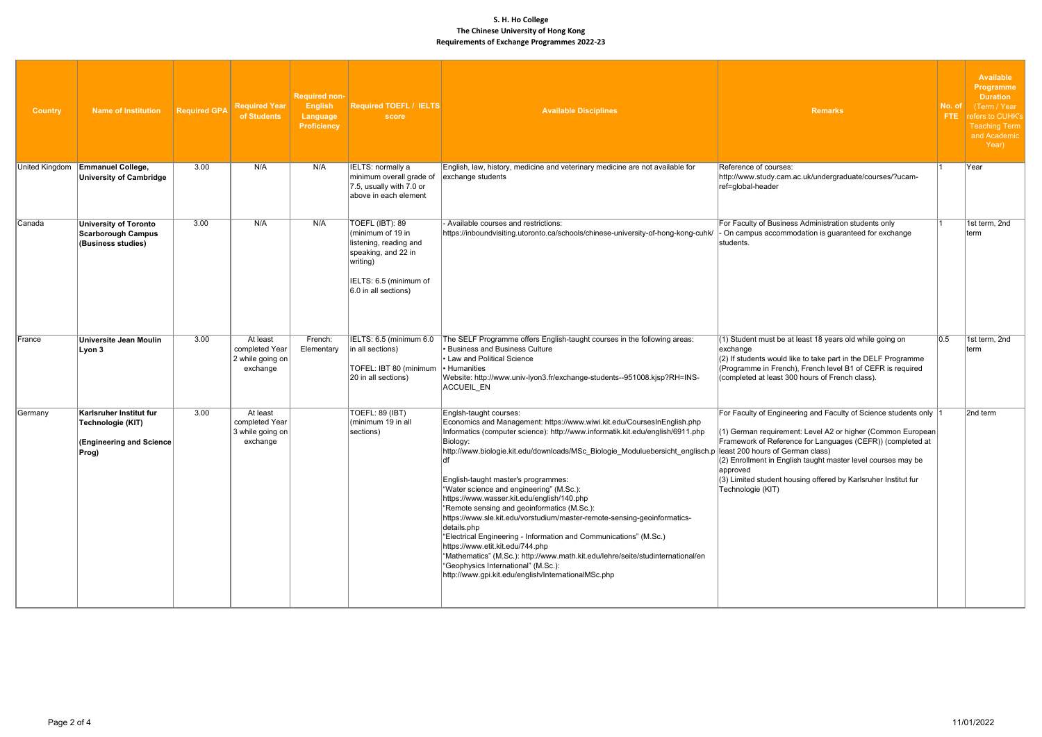**S. H. Ho College**
**The Chinese University of Hong Kong**
**Requirements of Exchange Programmes 2022-23**

| Country | Name of Institution | Required GPA | Required Year of Students | Required non-English Language Proficiency | Required TOEFL / IELTS score | Available Disciplines | Remarks | No. of FTE | Available Programme Duration (Term / Year refers to CUHK's Teaching Term and Academic Year) |
|---|---|---|---|---|---|---|---|---|---|
| United Kingdom | **Emmanuel College, University of Cambridge** | 3.00 | N/A | N/A | IELTS: normally a minimum overall grade of 7.5, usually with 7.0 or above in each element | English, law, history, medicine and veterinary medicine are not available for exchange students | Reference of courses: http://www.study.cam.ac.uk/undergraduate/courses/?ucam-ref=global-header | 1 | Year |
| Canada | **University of Toronto Scarborough Campus (Business studies)** | 3.00 | N/A | N/A | TOEFL (IBT): 89 (minimum of 19 in listening, reading and speaking, and 22 in writing)<br><br>IELTS: 6.5 (minimum of 6.0 in all sections) | - Available courses and restrictions: https://inboundvisiting.utoronto.ca/schools/chinese-university-of-hong-kong-cuhk/ | For Faculty of Business Administration students only<br>- On campus accommodation is guaranteed for exchange students. | 1 | 1st term, 2nd term |
| France | **Universite Jean Moulin Lyon 3** | 3.00 | At least completed Year 2 while going on exchange | French: Elementary | IELTS: 6.5 (minimum 6.0 in all sections)<br><br>TOFEL: IBT 80 (minimum 20 in all sections) | The SELF Programme offers English-taught courses in the following areas:<br>• Business and Business Culture<br>• Law and Political Science<br>• Humanities<br>Website: http://www.univ-lyon3.fr/exchange-students--951008.kjsp?RH=INS-ACCUEIL_EN | (1) Student must be at least 18 years old while going on exchange<br>(2) If students would like to take part in the DELF Programme (Programme in French), French level B1 of CEFR is required (completed at least 300 hours of French class). | 0.5 | 1st term, 2nd term |
| Germany | **Karlsruher Institut fur Technologie (KIT)<br><br>(Engineering and Science Prog)** | 3.00 | At least completed Year 3 while going on exchange | | TOEFL: 89 (IBT) (minimum 19 in all sections) | Englsh-taught courses:<br>Economics and Management: https://www.wiwi.kit.edu/CoursesInEnglish.php<br>Informatics (computer science): http://www.informatik.kit.edu/english/6911.php<br>Biology:<br>http://www.biologie.kit.edu/downloads/MSc_Biologie_Moduluebersicht_englisch.pdf<br><br>English-taught master's programmes:<br>"Water science and engineering" (M.Sc.):<br>https://www.wasser.kit.edu/english/140.php<br>"Remote sensing and geoinformatics (M.Sc.):<br>https://www.sle.kit.edu/vorstudium/master-remote-sensing-geoinformatics-details.php<br>"Electrical Engineering - Information and Communications" (M.Sc.)<br>https://www.etit.kit.edu/744.php<br>"Mathematics" (M.Sc.): http://www.math.kit.edu/lehre/seite/studinternational/en<br>"Geophysics International" (M.Sc.):<br>http://www.gpi.kit.edu/english/InternationalMSc.php | For Faculty of Engineering and Faculty of Science students only<br><br>(1) German requirement: Level A2 or higher (Common European Framework of Reference for Languages (CEFR)) (completed at least 200 hours of German class)<br>(2) Enrollment in English taught master level courses may be approved<br>(3) Limited student housing offered by Karlsruher Institut fur Technologie (KIT) | 1 | 2nd term |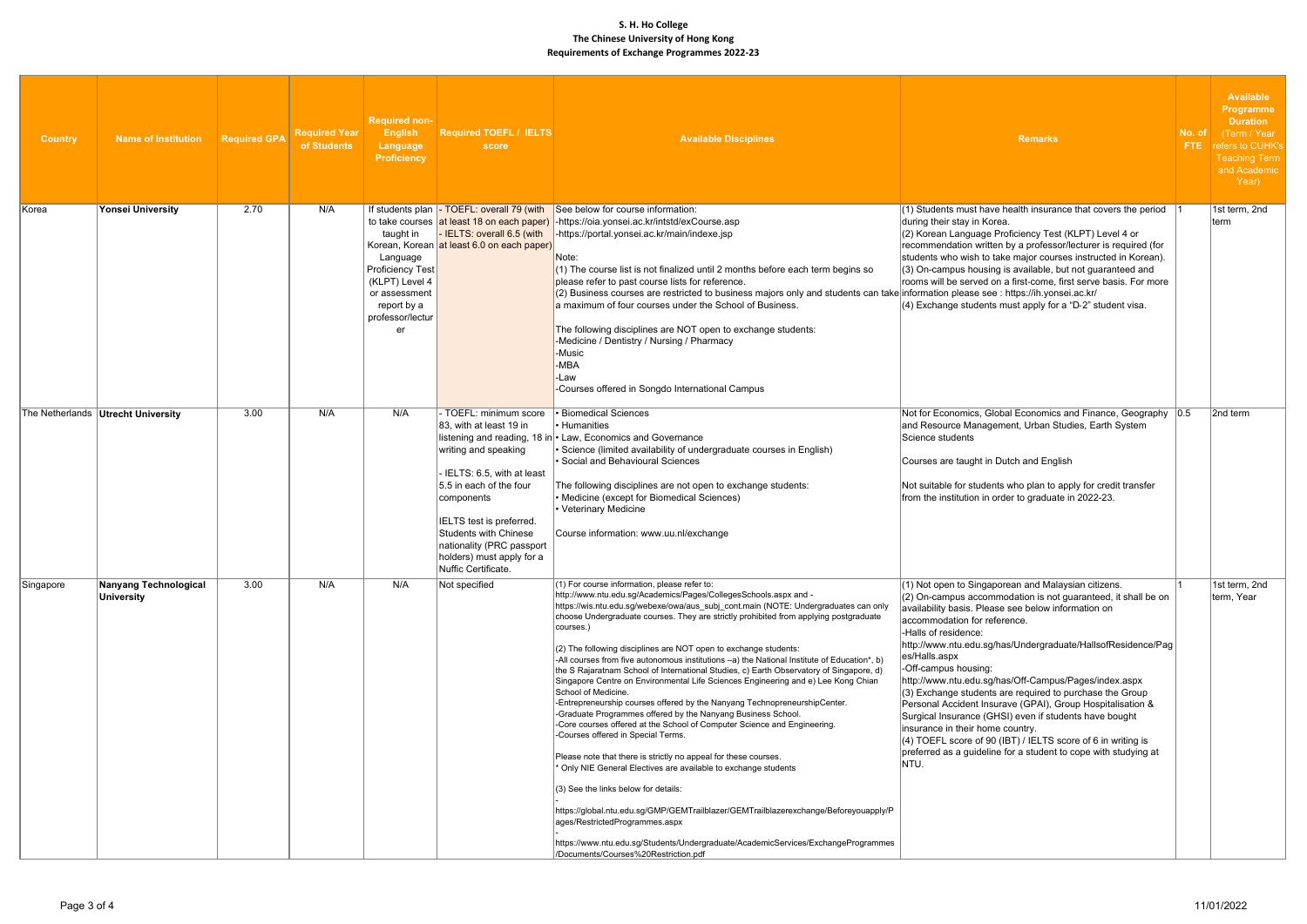**S. H. Ho College**
**The Chinese University of Hong Kong**
**Requirements of Exchange Programmes 2022-23**

| Country | Name of Institution | Required GPA | Required Year of Students | Required non-English Language Proficiency | Required TOEFL / IELTS score | Available Disciplines | Remarks | No. of FTE | Available Programme Duration (Term / Year refers to CUHK's Teaching Term and Academic Year) |
|---|---|---|---|---|---|---|---|---|---|
| Korea | **Yonsei University** | 2.70 | N/A | If students plan to take courses taught in Korean, Korean Language Proficiency Test (KLPT) Level 4 or assessment report by a professor/lecturer | - TOEFL: overall 79 (with at least 18 on each paper)<br>- IELTS: overall 6.5 (with at least 6.0 on each paper) | See below for course information:<br>-https://oia.yonsei.ac.kr/intstd/exCourse.asp<br>-https://portal.yonsei.ac.kr/main/indexe.jsp<br><br>Note:<br>(1) The course list is not finalized until 2 months before each term begins so please refer to past course lists for reference.<br>(2) Business courses are restricted to business majors only and students can take a maximum of four courses under the School of Business.<br><br>The following disciplines are NOT open to exchange students:<br>-Medicine / Dentistry / Nursing / Pharmacy<br>-Music<br>-MBA<br>-Law<br>-Courses offered in Songdo International Campus | (1) Students must have health insurance that covers the period during their stay in Korea.<br>(2) Korean Language Proficiency Test (KLPT) Level 4 or recommendation written by a professor/lecturer is required (for students who wish to take major courses instructed in Korean).<br>(3) On-campus housing is available, but not guaranteed and rooms will be served on a first-come, first serve basis. For more information please see : https://ih.yonsei.ac.kr/<br>(4) Exchange students must apply for a "D-2" student visa. | 1 | 1st term, 2nd term |
| The Netherlands | **Utrecht University** | 3.00 | N/A | N/A | - TOEFL: minimum score 83, with at least 19 in listening and reading, 18 in writing and speaking<br><br>- IELTS: 6.5, with at least 5.5 in each of the four components<br><br>IELTS test is preferred. Students with Chinese nationality (PRC passport holders) must apply for a Nuffic Certificate. | • Biomedical Sciences<br>• Humanities<br>• Law, Economics and Governance<br>• Science (limited availability of undergraduate courses in English)<br>• Social and Behavioural Sciences<br><br>The following disciplines are not open to exchange students:<br>• Medicine (except for Biomedical Sciences)<br>• Veterinary Medicine<br><br>Course information: www.uu.nl/exchange | Not for Economics, Global Economics and Finance, Geography and Resource Management, Urban Studies, Earth System Science students<br><br>Courses are taught in Dutch and English<br><br>Not suitable for students who plan to apply for credit transfer from the institution in order to graduate in 2022-23. | 0.5 | 2nd term |
| Singapore | **Nanyang Technological University** | 3.00 | N/A | N/A | Not specified | (1) For course information, please refer to:<br>http://www.ntu.edu.sg/Academics/Pages/CollegesSchools.aspx and -https://wis.ntu.edu.sg/webexe/owa/aus_subj_cont.main (NOTE: Undergraduates can only choose Undergraduate courses. They are strictly prohibited from applying postgraduate courses.)<br><br>(2) The following disciplines are NOT open to exchange students:<br>-All courses from five autonomous institutions –a) the National Institute of Education*, b) the S Rajaratnam School of International Studies, c) Earth Observatory of Singapore, d) Singapore Centre on Environmental Life Sciences Engineering and e) Lee Kong Chian School of Medicine.<br>-Entrepreneurship courses offered by the Nanyang TechnopreneurshipCenter.<br>-Graduate Programmes offered by the Nanyang Business School.<br>-Core courses offered at the School of Computer Science and Engineering.<br>-Courses offered in Special Terms.<br><br>Please note that there is strictly no appeal for these courses.<br>* Only NIE General Electives are available to exchange students<br><br>(3) See the links below for details:<br>-<br>https://global.ntu.edu.sg/GMP/GEMTrailblazer/GEMTrailblazerexchange/Beforeyouapply/Pages/RestrictedProgrammes.aspx<br>-<br>https://www.ntu.edu.sg/Students/Undergraduate/AcademicServices/ExchangeProgrammes/Documents/Courses%20Restriction.pdf | (1) Not open to Singaporean and Malaysian citizens.<br>(2) On-campus accommodation is not guaranteed, it shall be on availability basis. Please see below information on accommodation for reference.<br>-Halls of residence:<br>http://www.ntu.edu.sg/has/Undergraduate/HallsofResidence/Pages/Halls.aspx<br>-Off-campus housing:<br>http://www.ntu.edu.sg/has/Off-Campus/Pages/index.aspx<br>(3) Exchange students are required to purchase the Group Personal Accident Insurave (GPAI), Group Hospitalisation & Surgical Insurance (GHSI) even if students have bought insurance in their home country.<br>(4) TOEFL score of 90 (IBT) / IELTS score of 6 in writing is preferred as a guideline for a student to cope with studying at NTU. | 1 | 1st term, 2nd term, Year |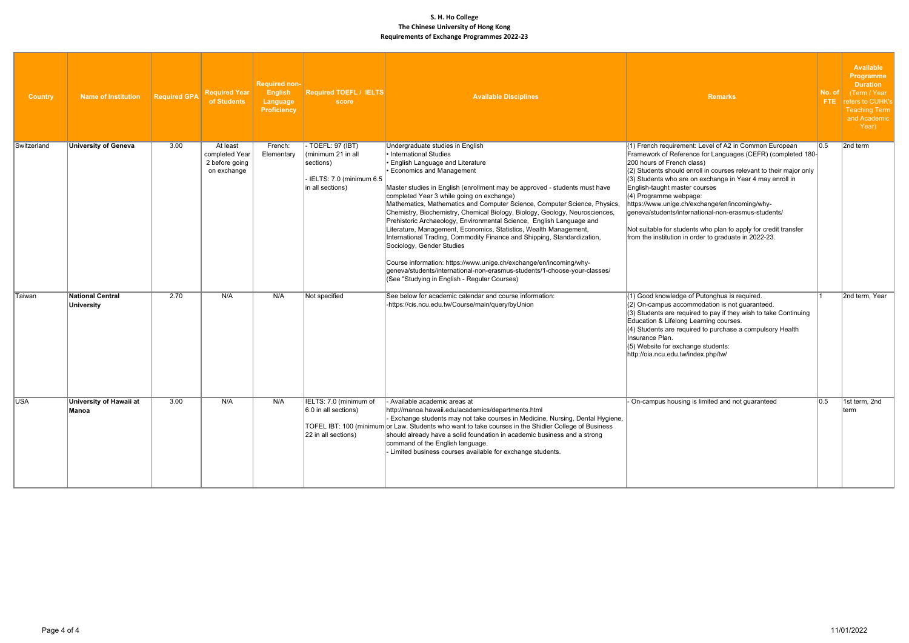**S. H. Ho College**
**The Chinese University of Hong Kong**
**Requirements of Exchange Programmes 2022-23**

| Country | Name of Institution | Required GPA | Required Year of Students | Required non-English Language Proficiency | Required TOEFL / IELTS score | Available Disciplines | Remarks | No. of FTE | Available Programme Duration (Term / Year refers to CUHK's Teaching Term and Academic Year) |
|---|---|---|---|---|---|---|---|---|---|
| Switzerland | **University of Geneva** | 3.00 | At least completed Year 2 before going on exchange | French: Elementary | - TOEFL: 97 (IBT) (minimum 21 in all sections)<br><br>- IELTS: 7.0 (minimum 6.5 in all sections) | Undergraduate studies in English<br>• International Studies<br>• English Language and Literature<br>• Economics and Management<br><br>Master studies in English (enrollment may be approved - students must have completed Year 3 while going on exchange)<br>Mathematics, Mathematics and Computer Science, Computer Science, Physics, Chemistry, Biochemistry, Chemical Biology, Biology, Geology, Neurosciences, Prehistoric Archaeology, Environmental Science, English Language and Literature, Management, Economics, Statistics, Wealth Management, International Trading, Commodity Finance and Shipping, Standardization, Sociology, Gender Studies<br><br>Course information: https://www.unige.ch/exchange/en/incoming/why-geneva/students/international-non-erasmus-students/1-choose-your-classes/ (See "Studying in English - Regular Courses) | (1) French requirement: Level of A2 in Common European Framework of Reference for Languages (CEFR) (completed 180-200 hours of French class)<br>(2) Students should enroll in courses relevant to their major only<br>(3) Students who are on exchange in Year 4 may enroll in English-taught master courses<br>(4) Programme webpage: https://www.unige.ch/exchange/en/incoming/why-geneva/students/international-non-erasmus-students/<br><br>Not suitable for students who plan to apply for credit transfer from the institution in order to graduate in 2022-23. | 0.5 | 2nd term |
| Taiwan | **National Central University** | 2.70 | N/A | N/A | Not specified | See below for academic calendar and course information:<br>-https://cis.ncu.edu.tw/Course/main/query/byUnion | (1) Good knowledge of Putonghua is required.<br>(2) On-campus accommodation is not guaranteed.<br>(3) Students are required to pay if they wish to take Continuing Education & Lifelong Learning courses.<br>(4) Students are required to purchase a compulsory Health Insurance Plan.<br>(5) Website for exchange students: http://oia.ncu.edu.tw/index.php/tw/ | 1 | 2nd term, Year |
| USA | **University of Hawaii at Manoa** | 3.00 | N/A | N/A | IELTS: 7.0 (minimum of 6.0 in all sections)<br><br>TOFEL IBT: 100 (minimum 22 in all sections) | - Available academic areas at http://manoa.hawaii.edu/academics/departments.html<br>- Exchange students may not take courses in Medicine, Nursing, Dental Hygiene, or Law. Students who want to take courses in the Shidler College of Business should already have a solid foundation in academic business and a strong command of the English language.<br>- Limited business courses available for exchange students. | - On-campus housing is limited and not guaranteed | 0.5 | 1st term, 2nd term |

11/01/2022